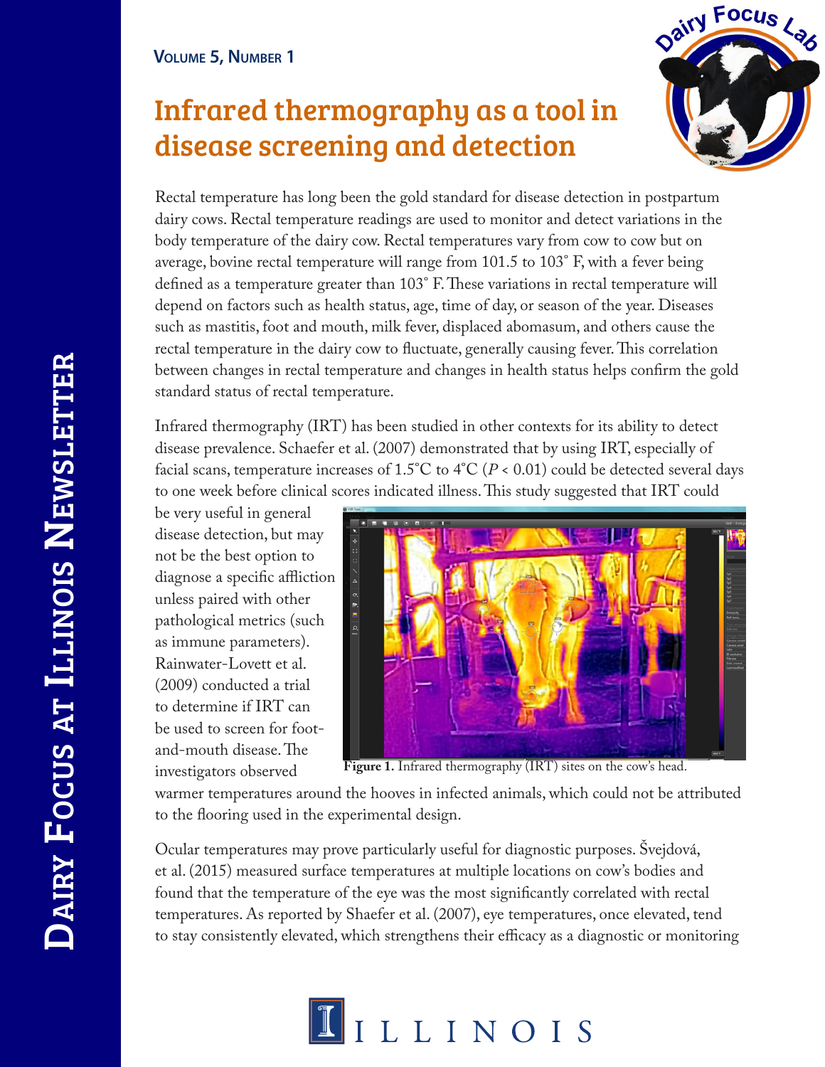# Infrared thermography as a tool in disease screening and detection

Rectal temperature has long been the gold standard for disease detection in postpartum dairy cows. Rectal temperature readings are used to monitor and detect variations in the body temperature of the dairy cow. Rectal temperatures vary from cow to cow but on average, bovine rectal temperature will range from 101.5 to 103˚ F, with a fever being defined as a temperature greater than 103˚ F. These variations in rectal temperature will depend on factors such as health status, age, time of day, or season of the year. Diseases such as mastitis, foot and mouth, milk fever, displaced abomasum, and others cause the rectal temperature in the dairy cow to fluctuate, generally causing fever. This correlation between changes in rectal temperature and changes in health status helps confirm the gold standard status of rectal temperature.

Infrared thermography (IRT) has been studied in other contexts for its ability to detect disease prevalence. Schaefer et al. (2007) demonstrated that by using IRT, especially of facial scans, temperature increases of 1.5˚C to 4˚C ($P < 0.01$) could be detected several days to one week before clinical scores indicated illness. This study suggested that IRT could be very useful in general disease detection, but may not be the best option to diagnose a specific affliction unless paired with other pathological metrics (such as immune parameters). Rainwater-Lovett et al. (2009) conducted a trial to determine if IRT can be used to screen for foot-and-mouth disease. The investigators observed warmer temperatures around the hooves in infected animals, which could not be attributed to the flooring used in the experimental design.

**Figure 1.** Infrared thermography (IRT) sites on the cow's head.

Ocular temperatures may prove particularly useful for diagnostic purposes. Švejdová, et al. (2015) measured surface temperatures at multiple locations on cow's bodies and found that the temperature of the eye was the most significantly correlated with rectal temperatures. As reported by Shaefer et al. (2007), eye temperatures, once elevated, tend to stay consistently elevated, which strengthens their efficacy as a diagnostic or monitoring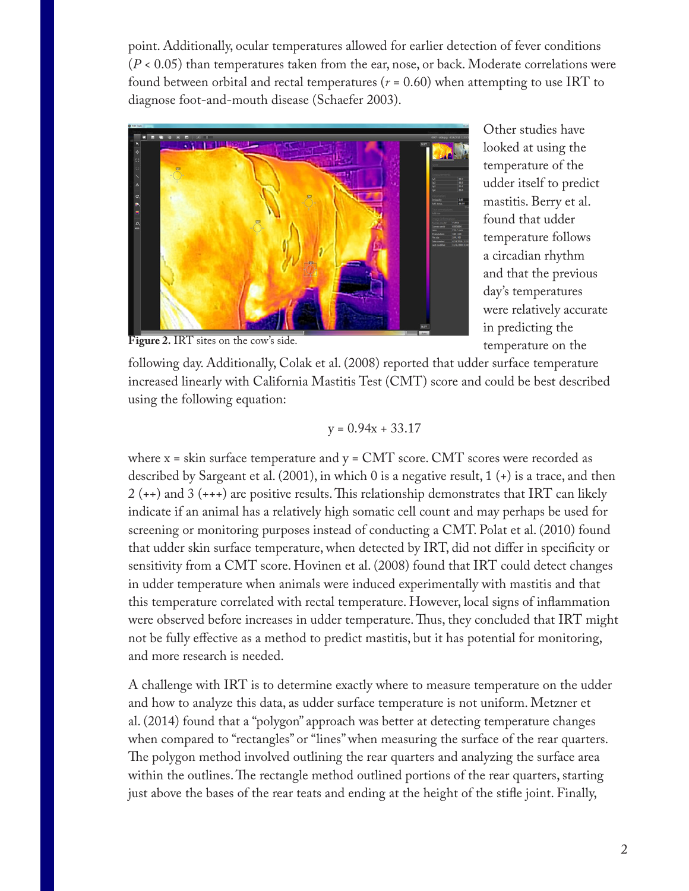point. Additionally, ocular temperatures allowed for earlier detection of fever conditions ($P < 0.05$) than temperatures taken from the ear, nose, or back. Moderate correlations were found between orbital and rectal temperatures ($r = 0.60$) when attempting to use IRT to diagnose foot-and-mouth disease (Schaefer 2003).

**Figure 2.** IRT sites on the cow's side.

Other studies have looked at using the temperature of the udder itself to predict mastitis. Berry et al. found that udder temperature follows a circadian rhythm and that the previous day's temperatures were relatively accurate in predicting the temperature on the following day. Additionally, Colak et al. (2008) reported that udder surface temperature increased linearly with California Mastitis Test (CMT) score and could be best described using the following equation:

$$y = 0.94x + 33.17$$

where x = skin surface temperature and y = CMT score. CMT scores were recorded as described by Sargeant et al. (2001), in which 0 is a negative result, 1 (+) is a trace, and then 2 (++) and 3 (+++) are positive results. This relationship demonstrates that IRT can likely indicate if an animal has a relatively high somatic cell count and may perhaps be used for screening or monitoring purposes instead of conducting a CMT. Polat et al. (2010) found that udder skin surface temperature, when detected by IRT, did not differ in specificity or sensitivity from a CMT score. Hovinen et al. (2008) found that IRT could detect changes in udder temperature when animals were induced experimentally with mastitis and that this temperature correlated with rectal temperature. However, local signs of inflammation were observed before increases in udder temperature. Thus, they concluded that IRT might not be fully effective as a method to predict mastitis, but it has potential for monitoring, and more research is needed.

A challenge with IRT is to determine exactly where to measure temperature on the udder and how to analyze this data, as udder surface temperature is not uniform. Metzner et al. (2014) found that a "polygon" approach was better at detecting temperature changes when compared to "rectangles" or "lines" when measuring the surface of the rear quarters. The polygon method involved outlining the rear quarters and analyzing the surface area within the outlines. The rectangle method outlined portions of the rear quarters, starting just above the bases of the rear teats and ending at the height of the stifle joint. Finally,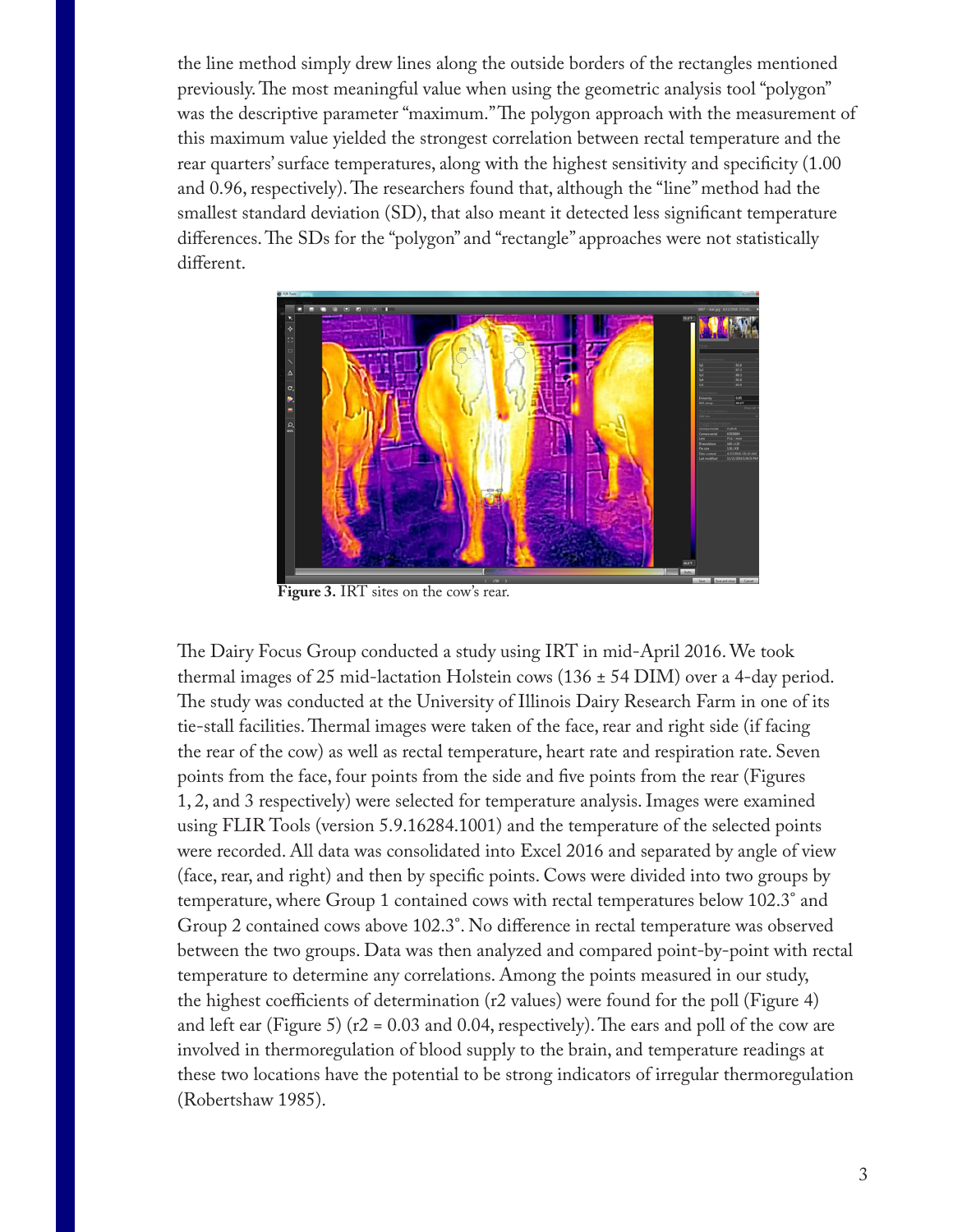the line method simply drew lines along the outside borders of the rectangles mentioned previously. The most meaningful value when using the geometric analysis tool "polygon" was the descriptive parameter "maximum." The polygon approach with the measurement of this maximum value yielded the strongest correlation between rectal temperature and the rear quarters' surface temperatures, along with the highest sensitivity and specificity (1.00 and 0.96, respectively). The researchers found that, although the "line" method had the smallest standard deviation (SD), that also meant it detected less significant temperature differences. The SDs for the "polygon" and "rectangle" approaches were not statistically different.

**Figure 3.** IRT sites on the cow's rear.

The Dairy Focus Group conducted a study using IRT in mid-April 2016. We took thermal images of 25 mid-lactation Holstein cows (136 ± 54 DIM) over a 4-day period. The study was conducted at the University of Illinois Dairy Research Farm in one of its tie-stall facilities. Thermal images were taken of the face, rear and right side (if facing the rear of the cow) as well as rectal temperature, heart rate and respiration rate. Seven points from the face, four points from the side and five points from the rear (Figures 1, 2, and 3 respectively) were selected for temperature analysis. Images were examined using FLIR Tools (version 5.9.16284.1001) and the temperature of the selected points were recorded. All data was consolidated into Excel 2016 and separated by angle of view (face, rear, and right) and then by specific points. Cows were divided into two groups by temperature, where Group 1 contained cows with rectal temperatures below 102.3˚ and Group 2 contained cows above 102.3˚. No difference in rectal temperature was observed between the two groups. Data was then analyzed and compared point-by-point with rectal temperature to determine any correlations. Among the points measured in our study, the highest coefficients of determination ($r^2$ values) were found for the poll (Figure 4) and left ear (Figure 5) ($r^2 = 0.03$ and 0.04, respectively). The ears and poll of the cow are involved in thermoregulation of blood supply to the brain, and temperature readings at these two locations have the potential to be strong indicators of irregular thermoregulation (Robertshaw 1985).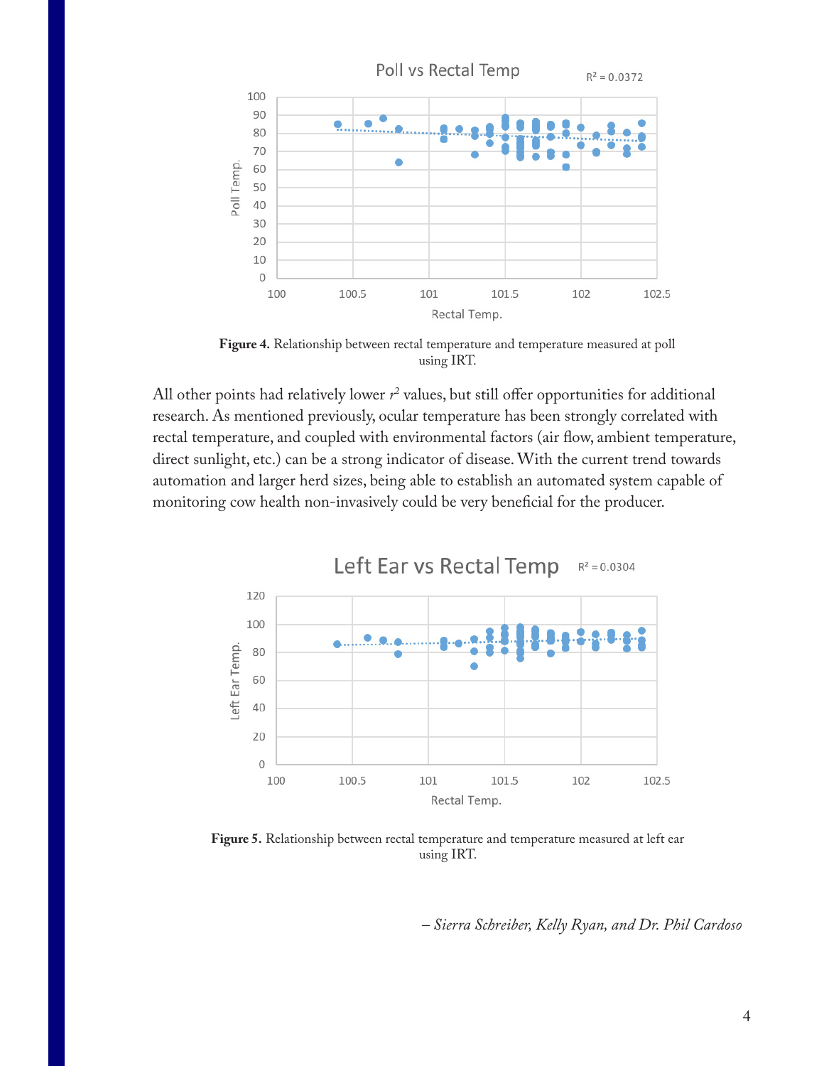Poll vs Rectal Temp

$R^2 = 0.0372$

Poll Temp.

100
90
80
70
60
50
40
30
20
10
0

100 100.5 101 101.5 102 102.5

Rectal Temp.

**Figure 4.** Relationship between rectal temperature and temperature measured at poll using IRT.

All other points had relatively lower $r^2$ values, but still offer opportunities for additional research. As mentioned previously, ocular temperature has been strongly correlated with rectal temperature, and coupled with environmental factors (air flow, ambient temperature, direct sunlight, etc.) can be a strong indicator of disease. With the current trend towards automation and larger herd sizes, being able to establish an automated system capable of monitoring cow health non-invasively could be very beneficial for the producer.

Left Ear vs Rectal Temp

$R^2 = 0.0304$

Left Ear Temp.

120
100
80
60
40
20
0

100 100.5 101 101.5 102 102.5

Rectal Temp.

**Figure 5.** Relationship between rectal temperature and temperature measured at left ear using IRT.

*– Sierra Schreiber, Kelly Ryan, and Dr. Phil Cardoso*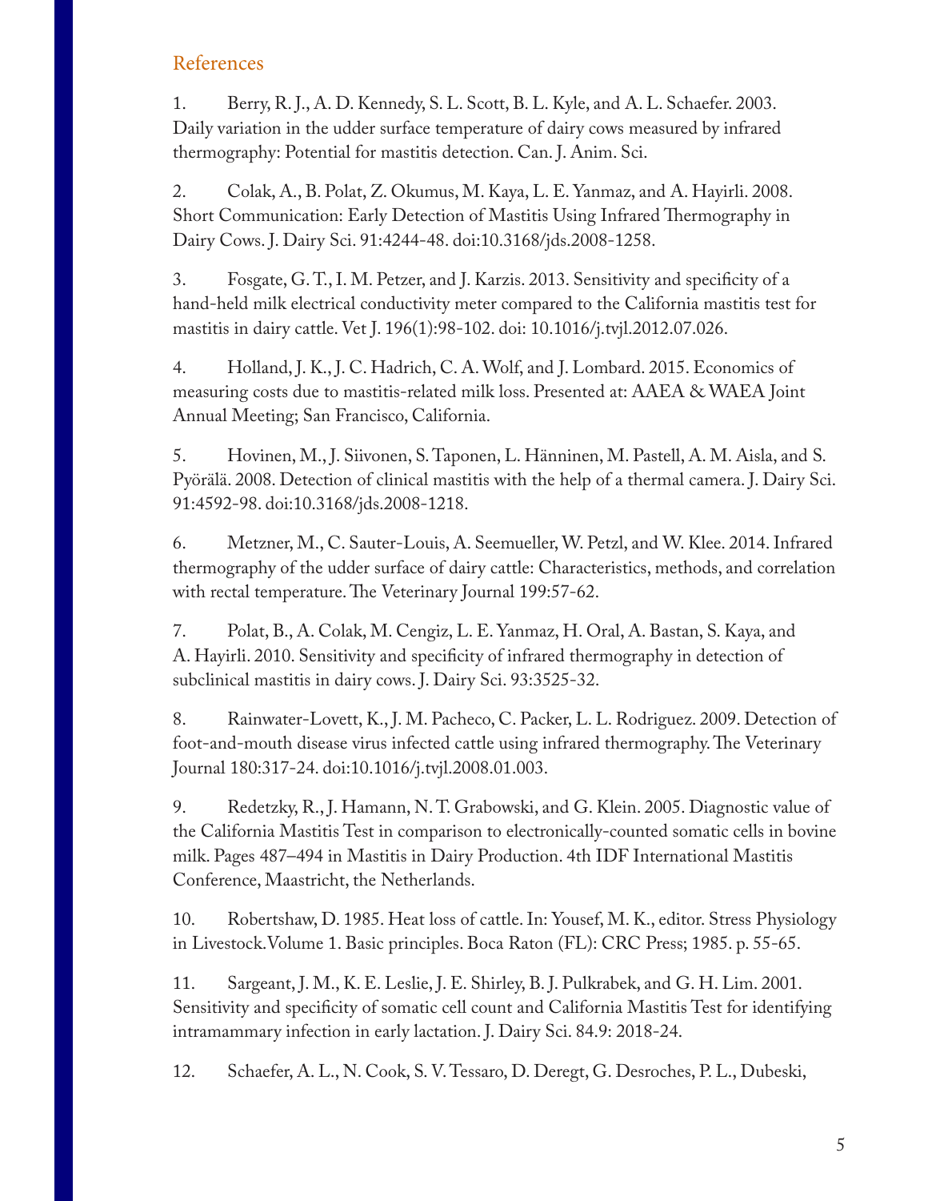## References

1. Berry, R. J., A. D. Kennedy, S. L. Scott, B. L. Kyle, and A. L. Schaefer. 2003. Daily variation in the udder surface temperature of dairy cows measured by infrared thermography: Potential for mastitis detection. Can. J. Anim. Sci.

2. Colak, A., B. Polat, Z. Okumus, M. Kaya, L. E. Yanmaz, and A. Hayirli. 2008. Short Communication: Early Detection of Mastitis Using Infrared Thermography in Dairy Cows. J. Dairy Sci. 91:4244-48. doi:10.3168/jds.2008-1258.

3. Fosgate, G. T., I. M. Petzer, and J. Karzis. 2013. Sensitivity and specificity of a hand-held milk electrical conductivity meter compared to the California mastitis test for mastitis in dairy cattle. Vet J. 196(1):98-102. doi: 10.1016/j.tvjl.2012.07.026.

4. Holland, J. K., J. C. Hadrich, C. A. Wolf, and J. Lombard. 2015. Economics of measuring costs due to mastitis-related milk loss. Presented at: AAEA & WAEA Joint Annual Meeting; San Francisco, California.

5. Hovinen, M., J. Siivonen, S. Taponen, L. Hänninen, M. Pastell, A. M. Aisla, and S. Pyörälä. 2008. Detection of clinical mastitis with the help of a thermal camera. J. Dairy Sci. 91:4592-98. doi:10.3168/jds.2008-1218.

6. Metzner, M., C. Sauter-Louis, A. Seemueller, W. Petzl, and W. Klee. 2014. Infrared thermography of the udder surface of dairy cattle: Characteristics, methods, and correlation with rectal temperature. The Veterinary Journal 199:57-62.

7. Polat, B., A. Colak, M. Cengiz, L. E. Yanmaz, H. Oral, A. Bastan, S. Kaya, and A. Hayirli. 2010. Sensitivity and specificity of infrared thermography in detection of subclinical mastitis in dairy cows. J. Dairy Sci. 93:3525-32.

8. Rainwater-Lovett, K., J. M. Pacheco, C. Packer, L. L. Rodriguez. 2009. Detection of foot-and-mouth disease virus infected cattle using infrared thermography. The Veterinary Journal 180:317-24. doi:10.1016/j.tvjl.2008.01.003.

9. Redetzky, R., J. Hamann, N. T. Grabowski, and G. Klein. 2005. Diagnostic value of the California Mastitis Test in comparison to electronically-counted somatic cells in bovine milk. Pages 487–494 in Mastitis in Dairy Production. 4th IDF International Mastitis Conference, Maastricht, the Netherlands.

10. Robertshaw, D. 1985. Heat loss of cattle. In: Yousef, M. K., editor. Stress Physiology in Livestock.Volume 1. Basic principles. Boca Raton (FL): CRC Press; 1985. p. 55-65.

11. Sargeant, J. M., K. E. Leslie, J. E. Shirley, B. J. Pulkrabek, and G. H. Lim. 2001. Sensitivity and specificity of somatic cell count and California Mastitis Test for identifying intramammary infection in early lactation. J. Dairy Sci. 84.9: 2018-24.

12. Schaefer, A. L., N. Cook, S. V. Tessaro, D. Deregt, G. Desroches, P. L., Dubeski,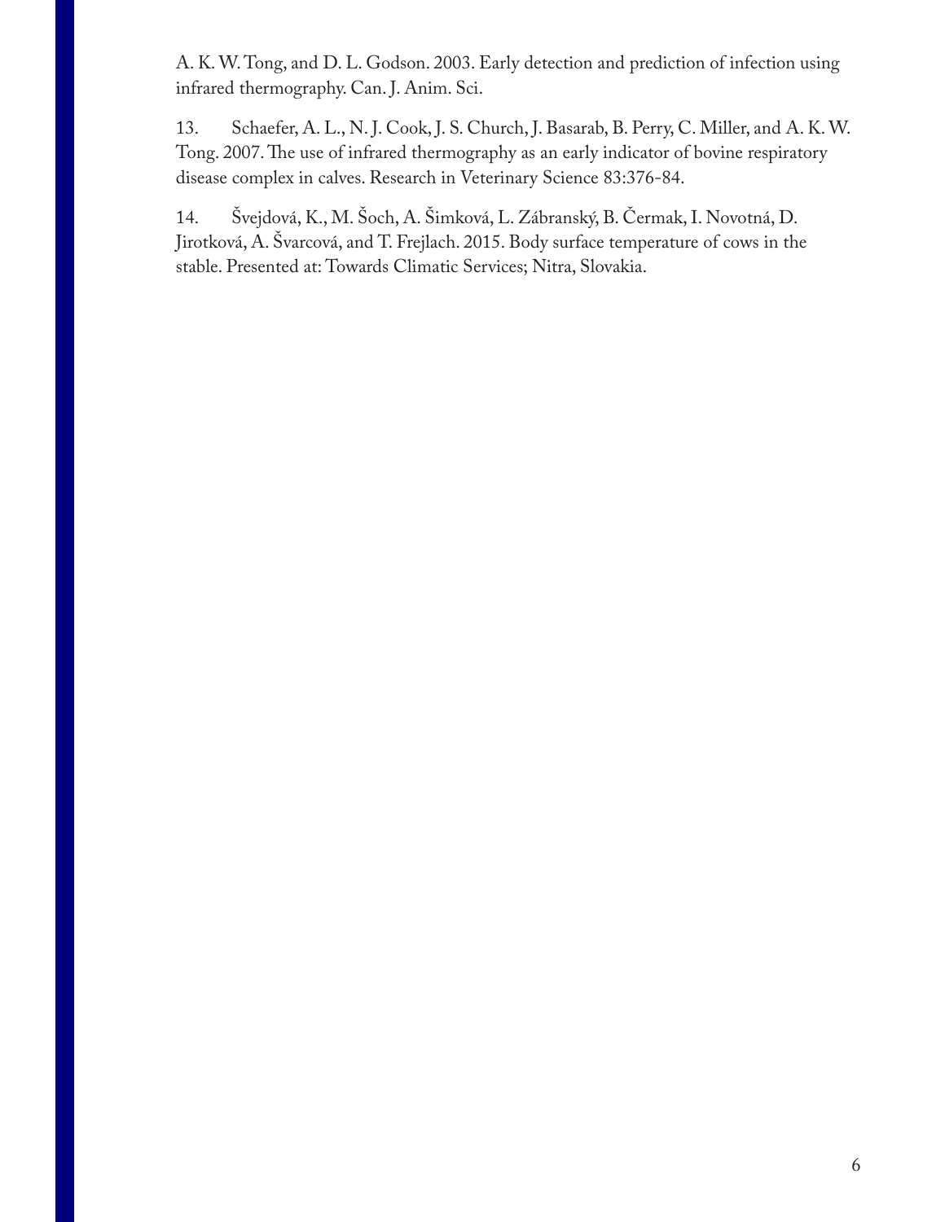A. K. W. Tong, and D. L. Godson. 2003. Early detection and prediction of infection using infrared thermography. Can. J. Anim. Sci.

13. Schaefer, A. L., N. J. Cook, J. S. Church, J. Basarab, B. Perry, C. Miller, and A. K. W. Tong. 2007. The use of infrared thermography as an early indicator of bovine respiratory disease complex in calves. Research in Veterinary Science 83:376-84.

14. Švejdová, K., M. Šoch, A. Šimková, L. Zábranský, B. Čermak, I. Novotná, D. Jirotková, A. Švarcová, and T. Frejlach. 2015. Body surface temperature of cows in the stable. Presented at: Towards Climatic Services; Nitra, Slovakia.